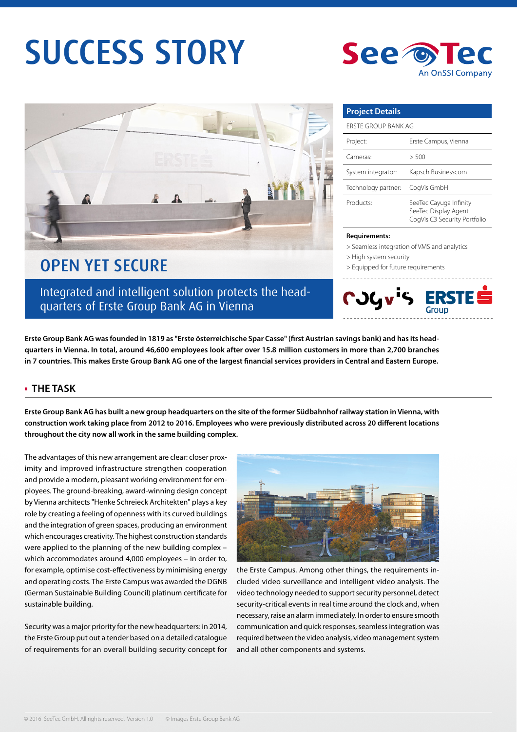# SUCCESS STORY

## OPEN YET SECURE

Integrated and intelligent solution protects the headquarters of Erste Group Bank AG in Vienna

| Project Details | |
|---|---|
| ERSTE GROUP BANK AG | |
| Project: | Erste Campus, Vienna |
| Cameras: | > 500 |
| System integrator: | Kapsch Businesscom |
| Technology partner: | CogVis GmbH |
| Products: | SeeTec Cayuga Infinity<br>SeeTec Display Agent<br>CogVis C3 Security Portfolio |

**Requirements:**

> Seamless integration of VMS and analytics
> High system security
> Equipped for future requirements

**Erste Group Bank AG was founded in 1819 as "Erste österreichische Spar Casse" (first Austrian savings bank) and has its headquarters in Vienna. In total, around 46,600 employees look after over 15.8 million customers in more than 2,700 branches in 7 countries. This makes Erste Group Bank AG one of the largest financial services providers in Central and Eastern Europe.**

## THE TASK

**Erste Group Bank AG has built a new group headquarters on the site of the former Südbahnhof railway station in Vienna, with construction work taking place from 2012 to 2016. Employees who were previously distributed across 20 different locations throughout the city now all work in the same building complex.**

The advantages of this new arrangement are clear: closer proximity and improved infrastructure strengthen cooperation and provide a modern, pleasant working environment for employees. The ground-breaking, award-winning design concept by Vienna architects "Henke Schreieck Architekten" plays a key role by creating a feeling of openness with its curved buildings and the integration of green spaces, producing an environment which encourages creativity. The highest construction standards were applied to the planning of the new building complex – which accommodates around 4,000 employees – in order to, for example, optimise cost-effectiveness by minimising energy and operating costs. The Erste Campus was awarded the DGNB (German Sustainable Building Council) platinum certificate for sustainable building.

Security was a major priority for the new headquarters: in 2014, the Erste Group put out a tender based on a detailed catalogue of requirements for an overall building security concept for the Erste Campus. Among other things, the requirements included video surveillance and intelligent video analysis. The video technology needed to support security personnel, detect security-critical events in real time around the clock and, when necessary, raise an alarm immediately. In order to ensure smooth communication and quick responses, seamless integration was required between the video analysis, video management system and all other components and systems.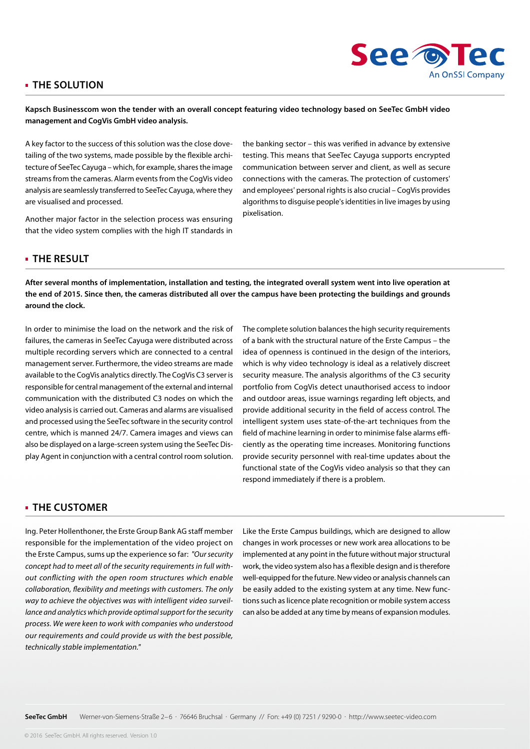## THE SOLUTION

**Kapsch Businesscom won the tender with an overall concept featuring video technology based on SeeTec GmbH video management and CogVis GmbH video analysis.**

A key factor to the success of this solution was the close dovetailing of the two systems, made possible by the flexible architecture of SeeTec Cayuga – which, for example, shares the image streams from the cameras. Alarm events from the CogVis video analysis are seamlessly transferred to SeeTec Cayuga, where they are visualised and processed.

Another major factor in the selection process was ensuring that the video system complies with the high IT standards in the banking sector – this was verified in advance by extensive testing. This means that SeeTec Cayuga supports encrypted communication between server and client, as well as secure connections with the cameras. The protection of customers' and employees' personal rights is also crucial – CogVis provides algorithms to disguise people's identities in live images by using pixelisation.

## THE RESULT

**After several months of implementation, installation and testing, the integrated overall system went into live operation at the end of 2015. Since then, the cameras distributed all over the campus have been protecting the buildings and grounds around the clock.**

In order to minimise the load on the network and the risk of failures, the cameras in SeeTec Cayuga were distributed across multiple recording servers which are connected to a central management server. Furthermore, the video streams are made available to the CogVis analytics directly. The CogVis C3 server is responsible for central management of the external and internal communication with the distributed C3 nodes on which the video analysis is carried out. Cameras and alarms are visualised and processed using the SeeTec software in the security control centre, which is manned 24/7. Camera images and views can also be displayed on a large-screen system using the SeeTec Display Agent in conjunction with a central control room solution.

The complete solution balances the high security requirements of a bank with the structural nature of the Erste Campus – the idea of openness is continued in the design of the interiors, which is why video technology is ideal as a relatively discreet security measure. The analysis algorithms of the C3 security portfolio from CogVis detect unauthorised access to indoor and outdoor areas, issue warnings regarding left objects, and provide additional security in the field of access control. The intelligent system uses state-of-the-art techniques from the field of machine learning in order to minimise false alarms efficiently as the operating time increases. Monitoring functions provide security personnel with real-time updates about the functional state of the CogVis video analysis so that they can respond immediately if there is a problem.

## THE CUSTOMER

Ing. Peter Hollenthoner, the Erste Group Bank AG staff member responsible for the implementation of the video project on the Erste Campus, sums up the experience so far: *"Our security concept had to meet all of the security requirements in full without conflicting with the open room structures which enable collaboration, flexibility and meetings with customers. The only way to achieve the objectives was with intelligent video surveillance and analytics which provide optimal support for the security process. We were keen to work with companies who understood our requirements and could provide us with the best possible, technically stable implementation."*

Like the Erste Campus buildings, which are designed to allow changes in work processes or new work area allocations to be implemented at any point in the future without major structural work, the video system also has a flexible design and is therefore well-equipped for the future. New video or analysis channels can be easily added to the existing system at any time. New functions such as licence plate recognition or mobile system access can also be added at any time by means of expansion modules.

**SeeTec GmbH** Werner-von-Siemens-Straße 2–6 · 76646 Bruchsal · Germany // Fon: +49 (0) 7251 / 9290-0 · http://www.seetec-video.com

© 2016 SeeTec GmbH. All rights reserved. Version 1.0